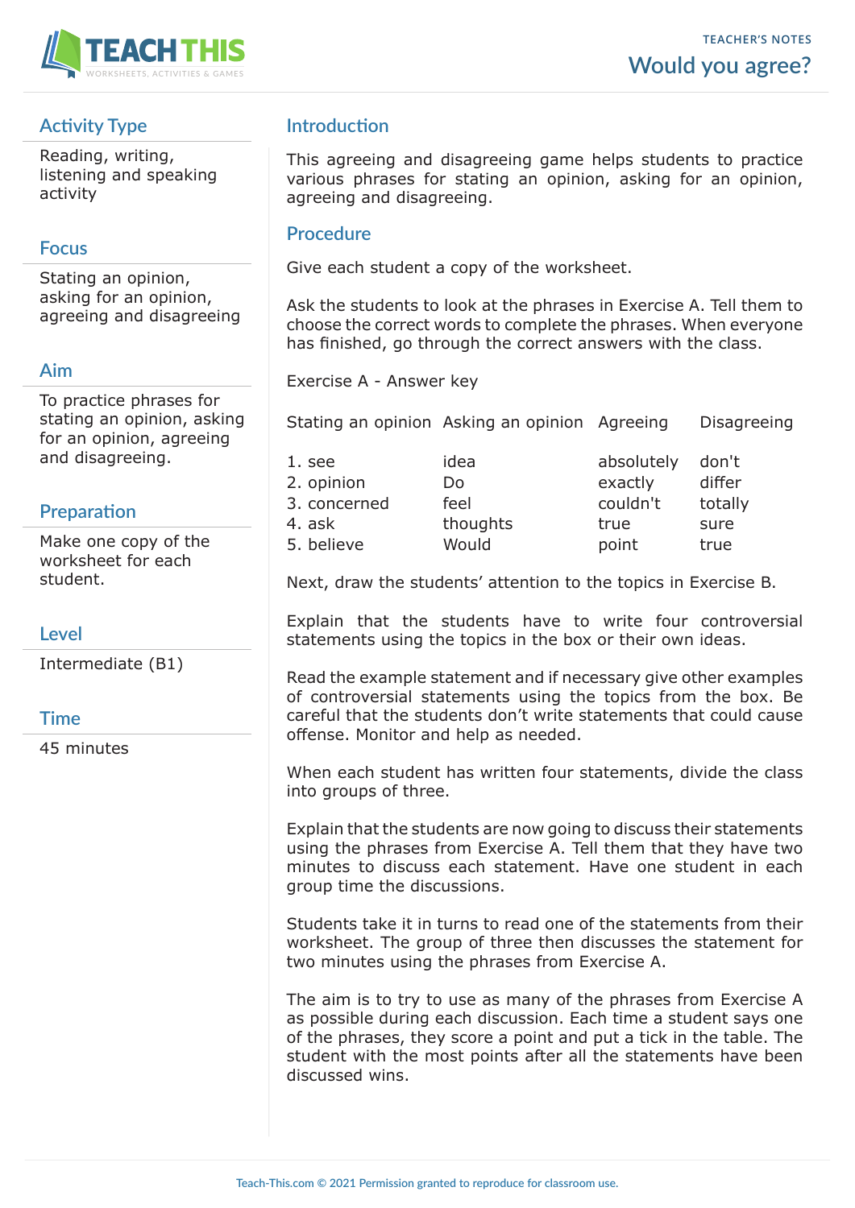TEACHER'S NOTES

# Would you agree?

## Activity Type

Reading, writing, listening and speaking activity

## Focus

Stating an opinion, asking for an opinion, agreeing and disagreeing

## Aim

To practice phrases for stating an opinion, asking for an opinion, agreeing and disagreeing.

## Preparation

Make one copy of the worksheet for each student.

## Level

Intermediate (B1)

## Time

45 minutes

## Introduction

This agreeing and disagreeing game helps students to practice various phrases for stating an opinion, asking for an opinion, agreeing and disagreeing.

## Procedure

Give each student a copy of the worksheet.

Ask the students to look at the phrases in Exercise A. Tell them to choose the correct words to complete the phrases. When everyone has finished, go through the correct answers with the class.

Exercise A - Answer key

| Stating an opinion | Asking an opinion | Agreeing | Disagreeing |
|---|---|---|---|
| 1. see | idea | absolutely | don't |
| 2. opinion | Do | exactly | differ |
| 3. concerned | feel | couldn't | totally |
| 4. ask | thoughts | true | sure |
| 5. believe | Would | point | true |

Next, draw the students' attention to the topics in Exercise B.

Explain that the students have to write four controversial statements using the topics in the box or their own ideas.

Read the example statement and if necessary give other examples of controversial statements using the topics from the box. Be careful that the students don't write statements that could cause offense. Monitor and help as needed.

When each student has written four statements, divide the class into groups of three.

Explain that the students are now going to discuss their statements using the phrases from Exercise A. Tell them that they have two minutes to discuss each statement. Have one student in each group time the discussions.

Students take it in turns to read one of the statements from their worksheet. The group of three then discusses the statement for two minutes using the phrases from Exercise A.

The aim is to try to use as many of the phrases from Exercise A as possible during each discussion. Each time a student says one of the phrases, they score a point and put a tick in the table. The student with the most points after all the statements have been discussed wins.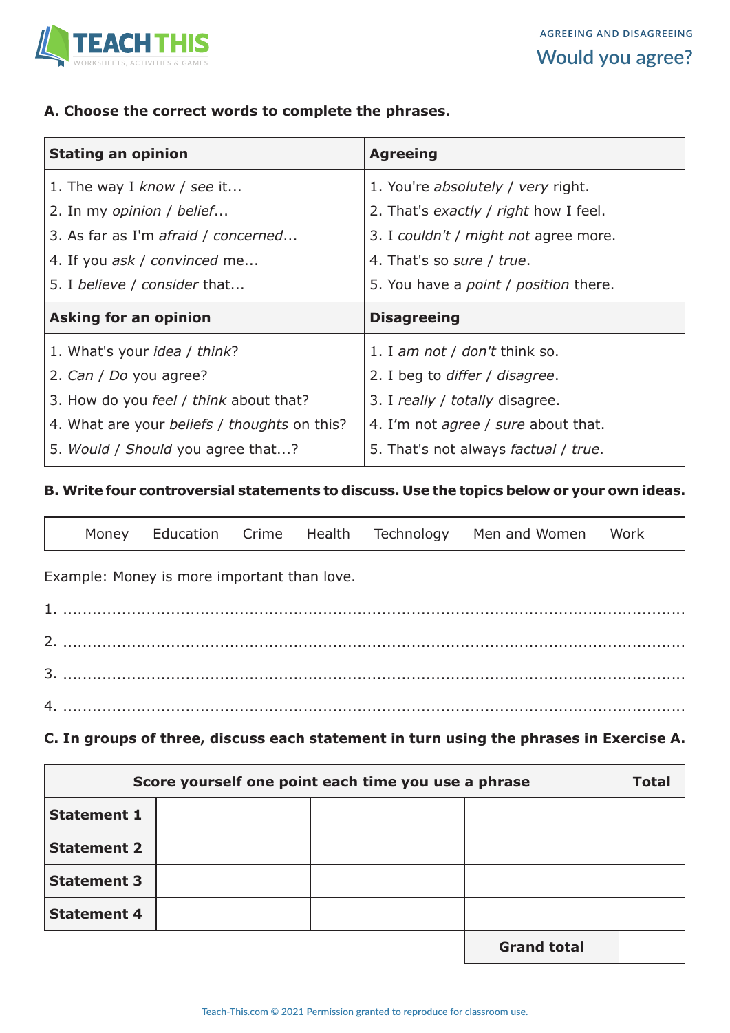AGREEING AND DISAGREEING

# Would you agree?

**A. Choose the correct words to complete the phrases.**

| **Stating an opinion** | **Agreeing** |
|---|---|
| 1. The way I *know* / *see* it...<br>2. In my *opinion* / *belief*...<br>3. As far as I'm *afraid* / *concerned*...<br>4. If you *ask* / *convinced* me...<br>5. I *believe* / *consider* that... | 1. You're *absolutely* / *very* right.<br>2. That's *exactly* / *right* how I feel.<br>3. I *couldn't* / *might not* agree more.<br>4. That's so *sure* / *true*.<br>5. You have a *point* / *position* there. |
| **Asking for an opinion** | **Disagreeing** |
| 1. What's your *idea* / *think*?<br>2. *Can* / *Do* you agree?<br>3. How do you *feel* / *think* about that?<br>4. What are your *beliefs* / *thoughts* on this?<br>5. *Would* / *Should* you agree that...? | 1. I *am not* / *don't* think so.<br>2. I beg to *differ* / *disagree*.<br>3. I *really* / *totally* disagree.<br>4. I'm not *agree* / *sure* about that.<br>5. That's not always *factual* / *true*. |

**B. Write four controversial statements to discuss. Use the topics below or your own ideas.**

Money Education Crime Health Technology Men and Women Work

Example: Money is more important than love.

1. ..........................................................................................................

2. ..........................................................................................................

3. ..........................................................................................................

4. ..........................................................................................................

**C. In groups of three, discuss each statement in turn using the phrases in Exercise A.**

| **Score yourself one point each time you use a phrase** | | | | **Total** |
|---|---|---|---|---|
| **Statement 1** | | | | |
| **Statement 2** | | | | |
| **Statement 3** | | | | |
| **Statement 4** | | | | |
| | | | **Grand total** | |